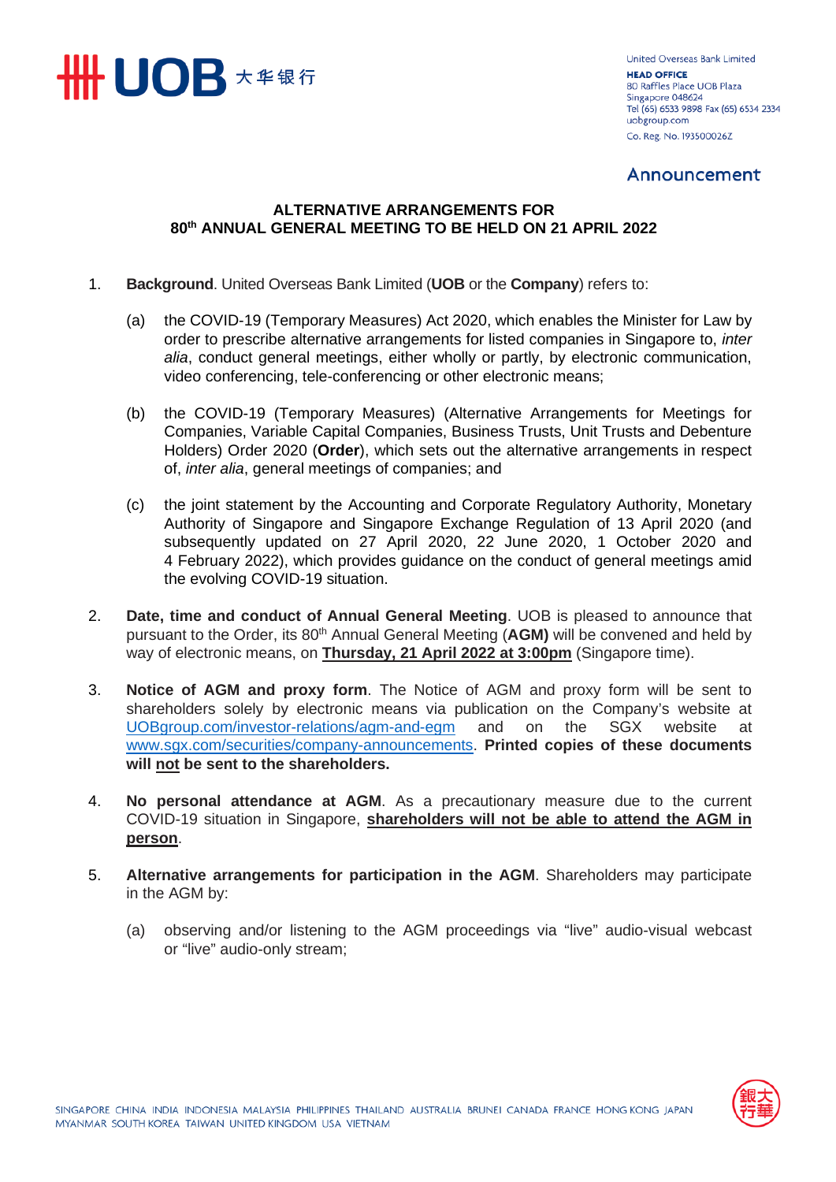United Overseas Bank Limited
**HEAD OFFICE**
80 Raffles Place UOB Plaza
Singapore 048624
Tel (65) 6533 9898 Fax (65) 6534 2334
uobgroup.com
Co. Reg. No. 193500026Z

**Announcement**

# ALTERNATIVE ARRANGEMENTS FOR 80th ANNUAL GENERAL MEETING TO BE HELD ON 21 APRIL 2022

1. **Background**. United Overseas Bank Limited (**UOB** or the **Company**) refers to:

   (a) the COVID-19 (Temporary Measures) Act 2020, which enables the Minister for Law by order to prescribe alternative arrangements for listed companies in Singapore to, *inter alia*, conduct general meetings, either wholly or partly, by electronic communication, video conferencing, tele-conferencing or other electronic means;

   (b) the COVID-19 (Temporary Measures) (Alternative Arrangements for Meetings for Companies, Variable Capital Companies, Business Trusts, Unit Trusts and Debenture Holders) Order 2020 (**Order**), which sets out the alternative arrangements in respect of, *inter alia*, general meetings of companies; and

   (c) the joint statement by the Accounting and Corporate Regulatory Authority, Monetary Authority of Singapore and Singapore Exchange Regulation of 13 April 2020 (and subsequently updated on 27 April 2020, 22 June 2020, 1 October 2020 and 4 February 2022), which provides guidance on the conduct of general meetings amid the evolving COVID-19 situation.

2. **Date, time and conduct of Annual General Meeting**. UOB is pleased to announce that pursuant to the Order, its 80th Annual General Meeting (**AGM)** will be convened and held by way of electronic means, on **Thursday, 21 April 2022 at 3:00pm** (Singapore time).

3. **Notice of AGM and proxy form**. The Notice of AGM and proxy form will be sent to shareholders solely by electronic means via publication on the Company's website at UOBgroup.com/investor-relations/agm-and-egm and on the SGX website at www.sgx.com/securities/company-announcements. **Printed copies of these documents will not be sent to the shareholders.**

4. **No personal attendance at AGM**. As a precautionary measure due to the current COVID-19 situation in Singapore, **shareholders will not be able to attend the AGM in person**.

5. **Alternative arrangements for participation in the AGM**. Shareholders may participate in the AGM by:

   (a) observing and/or listening to the AGM proceedings via "live" audio-visual webcast or "live" audio-only stream;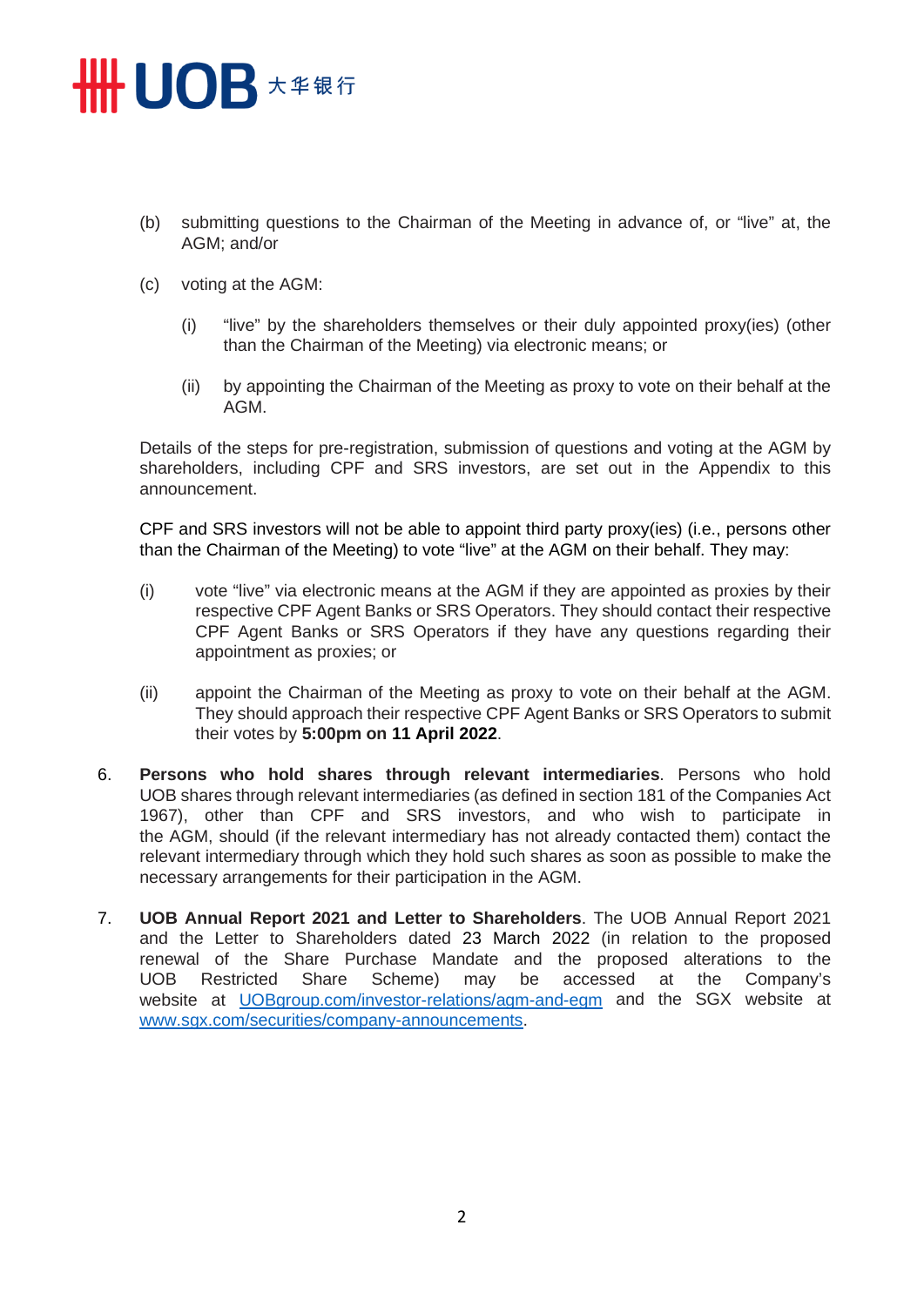(b) submitting questions to the Chairman of the Meeting in advance of, or "live" at, the AGM; and/or

(c) voting at the AGM:

   (i) "live" by the shareholders themselves or their duly appointed proxy(ies) (other than the Chairman of the Meeting) via electronic means; or

   (ii) by appointing the Chairman of the Meeting as proxy to vote on their behalf at the AGM.

Details of the steps for pre-registration, submission of questions and voting at the AGM by shareholders, including CPF and SRS investors, are set out in the Appendix to this announcement.

CPF and SRS investors will not be able to appoint third party proxy(ies) (i.e., persons other than the Chairman of the Meeting) to vote "live" at the AGM on their behalf. They may:

(i) vote "live" via electronic means at the AGM if they are appointed as proxies by their respective CPF Agent Banks or SRS Operators. They should contact their respective CPF Agent Banks or SRS Operators if they have any questions regarding their appointment as proxies; or

(ii) appoint the Chairman of the Meeting as proxy to vote on their behalf at the AGM. They should approach their respective CPF Agent Banks or SRS Operators to submit their votes by **5:00pm on 11 April 2022**.

6. **Persons who hold shares through relevant intermediaries**. Persons who hold UOB shares through relevant intermediaries (as defined in section 181 of the Companies Act 1967), other than CPF and SRS investors, and who wish to participate in the AGM, should (if the relevant intermediary has not already contacted them) contact the relevant intermediary through which they hold such shares as soon as possible to make the necessary arrangements for their participation in the AGM.

7. **UOB Annual Report 2021 and Letter to Shareholders**. The UOB Annual Report 2021 and the Letter to Shareholders dated 23 March 2022 (in relation to the proposed renewal of the Share Purchase Mandate and the proposed alterations to the UOB Restricted Share Scheme) may be accessed at the Company's website at [UOBgroup.com/investor-relations/agm-and-egm](UOBgroup.com/investor-relations/agm-and-egm) and the SGX website at [www.sgx.com/securities/company-announcements](www.sgx.com/securities/company-announcements).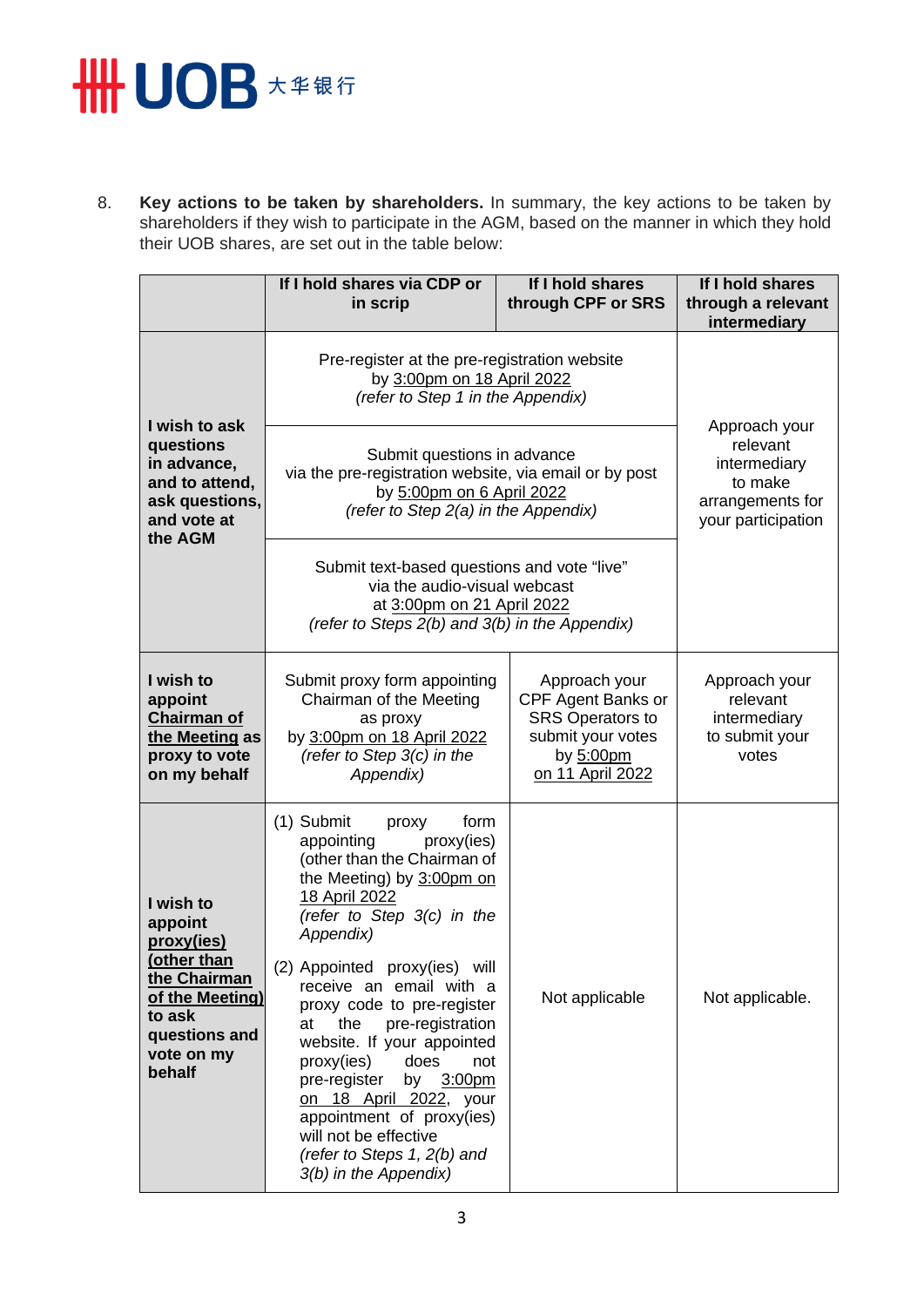8. **Key actions to be taken by shareholders.** In summary, the key actions to be taken by shareholders if they wish to participate in the AGM, based on the manner in which they hold their UOB shares, are set out in the table below:

| | If I hold shares via CDP or in scrip | If I hold shares through CPF or SRS | If I hold shares through a relevant intermediary |
|---|---|---|---|
| **I wish to ask questions in advance, and to attend, ask questions, and vote at the AGM** | Pre-register at the pre-registration website by 3:00pm on 18 April 2022 *(refer to Step 1 in the Appendix)*<br><br>Submit questions in advance via the pre-registration website, via email or by post by 5:00pm on 6 April 2022 *(refer to Step 2(a) in the Appendix)*<br><br>Submit text-based questions and vote "live" via the audio-visual webcast at 3:00pm on 21 April 2022 *(refer to Steps 2(b) and 3(b) in the Appendix)* | | Approach your relevant intermediary to make arrangements for your participation |
| **I wish to appoint Chairman of the Meeting as proxy to vote on my behalf** | Submit proxy form appointing Chairman of the Meeting as proxy by 3:00pm on 18 April 2022 *(refer to Step 3(c) in the Appendix)* | Approach your CPF Agent Banks or SRS Operators to submit your votes by 5:00pm on 11 April 2022 | Approach your relevant intermediary to submit your votes |
| **I wish to appoint proxy(ies) (other than the Chairman of the Meeting) to ask questions and vote on my behalf** | (1) Submit proxy form appointing proxy(ies) (other than the Chairman of the Meeting) by 3:00pm on 18 April 2022 *(refer to Step 3(c) in the Appendix)*<br><br>(2) Appointed proxy(ies) will receive an email with a proxy code to pre-register at the pre-registration website. If your appointed proxy(ies) does not pre-register by 3:00pm on 18 April 2022, your appointment of proxy(ies) will not be effective *(refer to Steps 1, 2(b) and 3(b) in the Appendix)* | Not applicable | Not applicable. |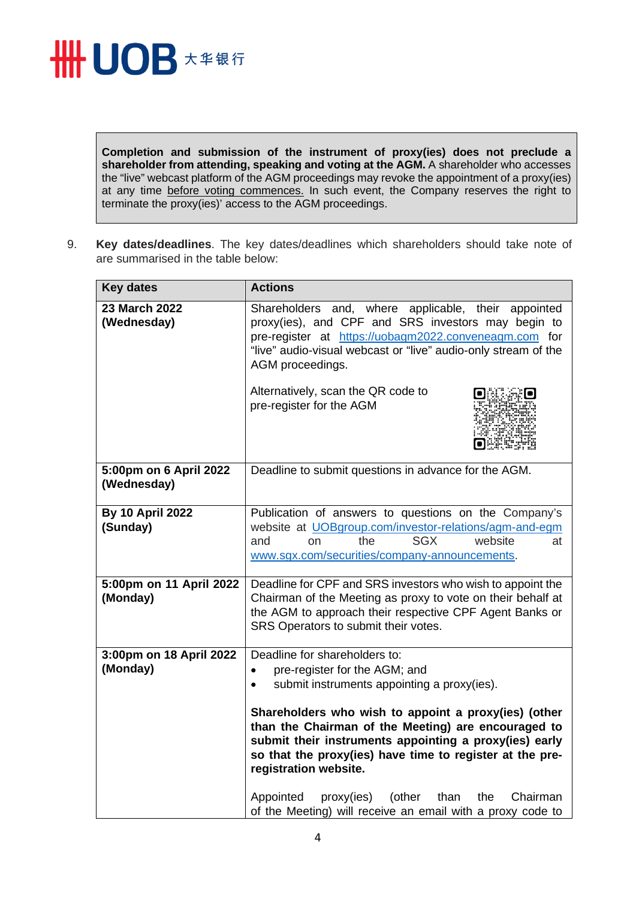**Completion and submission of the instrument of proxy(ies) does not preclude a shareholder from attending, speaking and voting at the AGM.** A shareholder who accesses the "live" webcast platform of the AGM proceedings may revoke the appointment of a proxy(ies) at any time before voting commences. In such event, the Company reserves the right to terminate the proxy(ies)' access to the AGM proceedings.

9. **Key dates/deadlines**. The key dates/deadlines which shareholders should take note of are summarised in the table below:

| Key dates | Actions |
|---|---|
| **23 March 2022 (Wednesday)** | Shareholders and, where applicable, their appointed proxy(ies), and CPF and SRS investors may begin to pre-register at https://uobagm2022.conveneagm.com for "live" audio-visual webcast or "live" audio-only stream of the AGM proceedings.<br><br>Alternatively, scan the QR code to pre-register for the AGM |
| **5:00pm on 6 April 2022 (Wednesday)** | Deadline to submit questions in advance for the AGM. |
| **By 10 April 2022 (Sunday)** | Publication of answers to questions on the Company's website at UOBgroup.com/investor-relations/agm-and-egm and on the SGX website at www.sgx.com/securities/company-announcements. |
| **5:00pm on 11 April 2022 (Monday)** | Deadline for CPF and SRS investors who wish to appoint the Chairman of the Meeting as proxy to vote on their behalf at the AGM to approach their respective CPF Agent Banks or SRS Operators to submit their votes. |
| **3:00pm on 18 April 2022 (Monday)** | Deadline for shareholders to:<br>• pre-register for the AGM; and<br>• submit instruments appointing a proxy(ies).<br><br>**Shareholders who wish to appoint a proxy(ies) (other than the Chairman of the Meeting) are encouraged to submit their instruments appointing a proxy(ies) early so that the proxy(ies) have time to register at the pre-registration website.**<br><br>Appointed proxy(ies) (other than the Chairman of the Meeting) will receive an email with a proxy code to |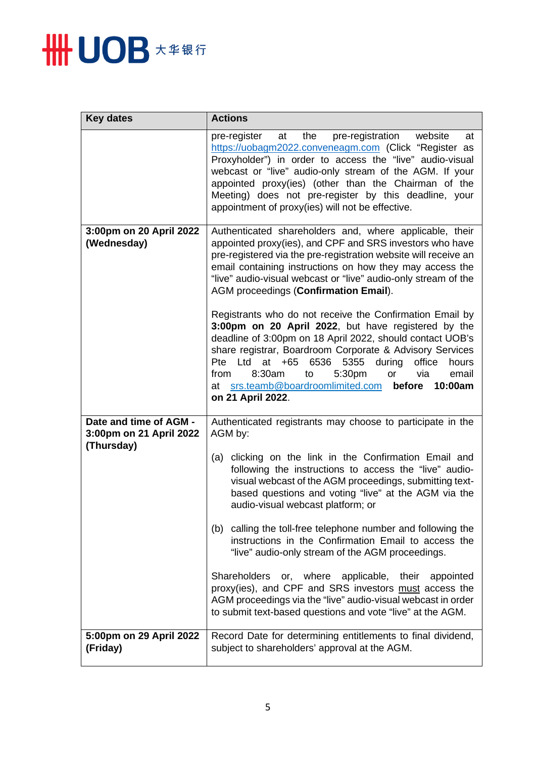| Key dates | Actions |
|---|---|
| | pre-register at the pre-registration website at https://uobagm2022.conveneagm.com (Click "Register as Proxyholder") in order to access the "live" audio-visual webcast or "live" audio-only stream of the AGM. If your appointed proxy(ies) (other than the Chairman of the Meeting) does not pre-register by this deadline, your appointment of proxy(ies) will not be effective. |
| **3:00pm on 20 April 2022 (Wednesday)** | Authenticated shareholders and, where applicable, their appointed proxy(ies), and CPF and SRS investors who have pre-registered via the pre-registration website will receive an email containing instructions on how they may access the "live" audio-visual webcast or "live" audio-only stream of the AGM proceedings (**Confirmation Email**).<br><br>Registrants who do not receive the Confirmation Email by **3:00pm on 20 April 2022**, but have registered by the deadline of 3:00pm on 18 April 2022, should contact UOB's share registrar, Boardroom Corporate & Advisory Services Pte Ltd at +65 6536 5355 during office hours from 8:30am to 5:30pm or via email at srs.teamb@boardroomlimited.com **before 10:00am on 21 April 2022**. |
| **Date and time of AGM - 3:00pm on 21 April 2022 (Thursday)** | Authenticated registrants may choose to participate in the AGM by:<br><br>(a) clicking on the link in the Confirmation Email and following the instructions to access the "live" audio-visual webcast of the AGM proceedings, submitting text-based questions and voting "live" at the AGM via the audio-visual webcast platform; or<br><br>(b) calling the toll-free telephone number and following the instructions in the Confirmation Email to access the "live" audio-only stream of the AGM proceedings.<br><br>Shareholders or, where applicable, their appointed proxy(ies), and CPF and SRS investors must access the AGM proceedings via the "live" audio-visual webcast in order to submit text-based questions and vote "live" at the AGM. |
| **5:00pm on 29 April 2022 (Friday)** | Record Date for determining entitlements to final dividend, subject to shareholders' approval at the AGM. |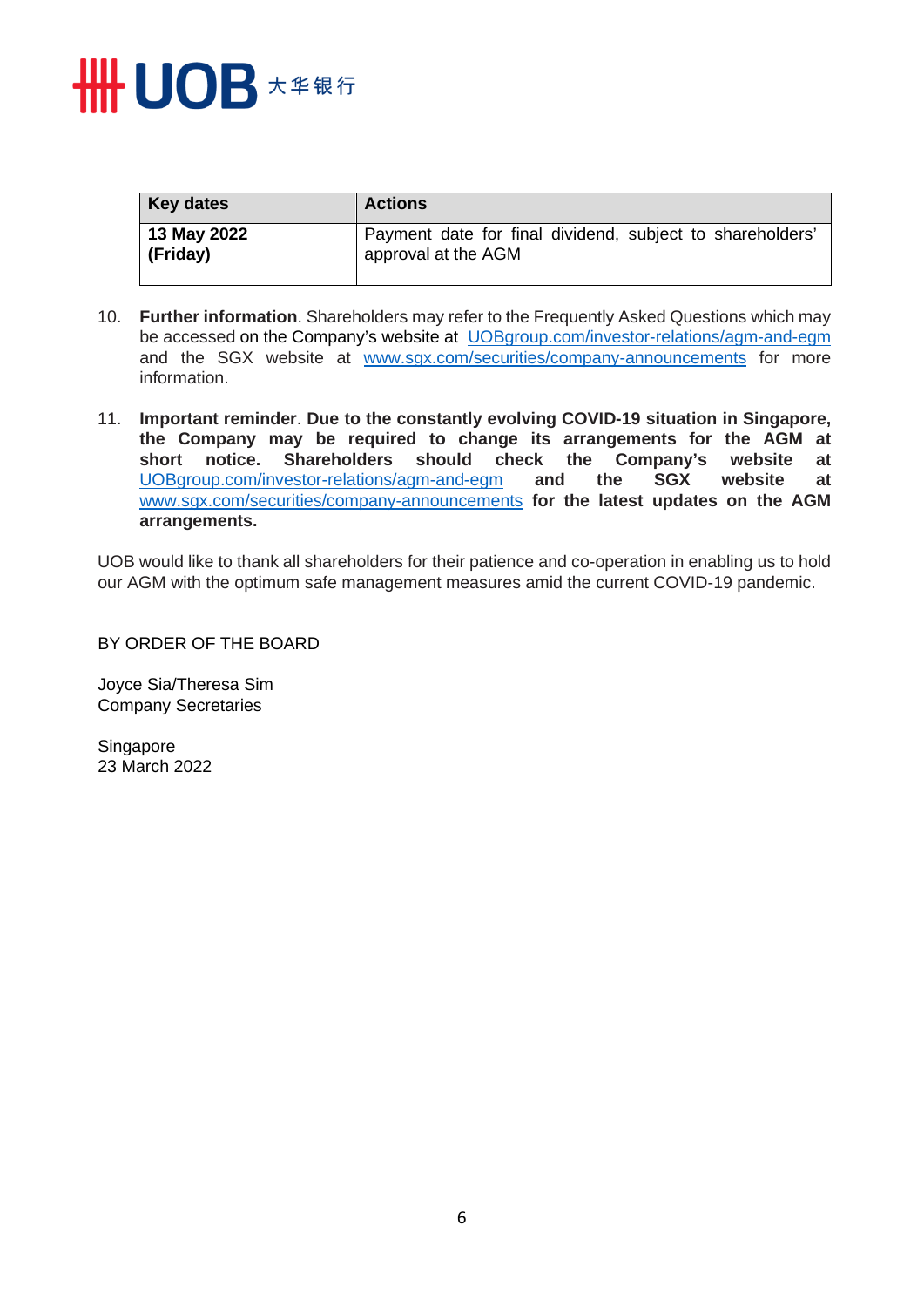| Key dates | Actions |
|---|---|
| **13 May 2022 (Friday)** | Payment date for final dividend, subject to shareholders' approval at the AGM |

10. **Further information**. Shareholders may refer to the Frequently Asked Questions which may be accessed on the Company's website at UOBgroup.com/investor-relations/agm-and-egm and the SGX website at www.sgx.com/securities/company-announcements for more information.

11. **Important reminder**. **Due to the constantly evolving COVID-19 situation in Singapore, the Company may be required to change its arrangements for the AGM at short notice. Shareholders should check the Company's website at** UOBgroup.com/investor-relations/agm-and-egm **and the SGX website at** www.sgx.com/securities/company-announcements **for the latest updates on the AGM arrangements.**

UOB would like to thank all shareholders for their patience and co-operation in enabling us to hold our AGM with the optimum safe management measures amid the current COVID-19 pandemic.

BY ORDER OF THE BOARD

Joyce Sia/Theresa Sim
Company Secretaries

Singapore
23 March 2022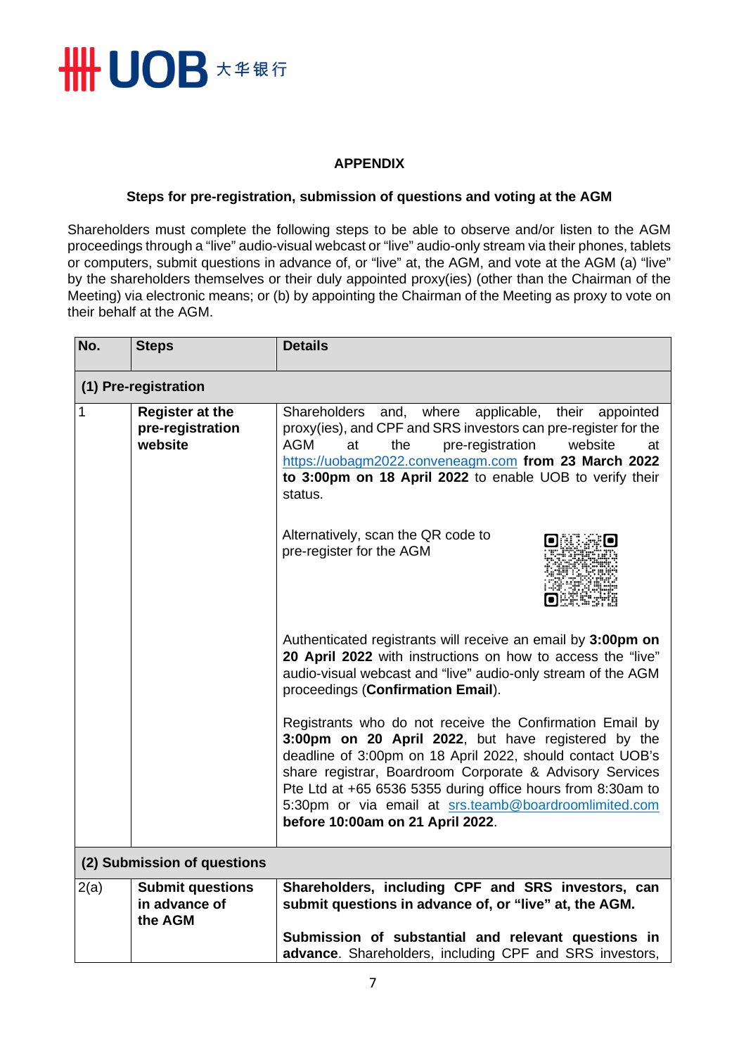**APPENDIX**

**Steps for pre-registration, submission of questions and voting at the AGM**

Shareholders must complete the following steps to be able to observe and/or listen to the AGM proceedings through a "live" audio-visual webcast or "live" audio-only stream via their phones, tablets or computers, submit questions in advance of, or "live" at, the AGM, and vote at the AGM (a) "live" by the shareholders themselves or their duly appointed proxy(ies) (other than the Chairman of the Meeting) via electronic means; or (b) by appointing the Chairman of the Meeting as proxy to vote on their behalf at the AGM.

| No. | Steps | Details |
|---|---|---|
| **(1) Pre-registration** | | |
| 1 | **Register at the pre-registration website** | Shareholders and, where applicable, their appointed proxy(ies), and CPF and SRS investors can pre-register for the AGM at the pre-registration website at https://uobagm2022.conveneagm.com **from 23 March 2022 to 3:00pm on 18 April 2022** to enable UOB to verify their status.<br><br>Alternatively, scan the QR code to pre-register for the AGM<br><br>Authenticated registrants will receive an email by **3:00pm on 20 April 2022** with instructions on how to access the "live" audio-visual webcast and "live" audio-only stream of the AGM proceedings (**Confirmation Email**).<br><br>Registrants who do not receive the Confirmation Email by **3:00pm on 20 April 2022**, but have registered by the deadline of 3:00pm on 18 April 2022, should contact UOB's share registrar, Boardroom Corporate & Advisory Services Pte Ltd at +65 6536 5355 during office hours from 8:30am to 5:30pm or via email at srs.teamb@boardroomlimited.com **before 10:00am on 21 April 2022**. |
| **(2) Submission of questions** | | |
| 2(a) | **Submit questions in advance of the AGM** | **Shareholders, including CPF and SRS investors, can submit questions in advance of, or "live" at, the AGM.**<br><br>**Submission of substantial and relevant questions in advance**. Shareholders, including CPF and SRS investors, |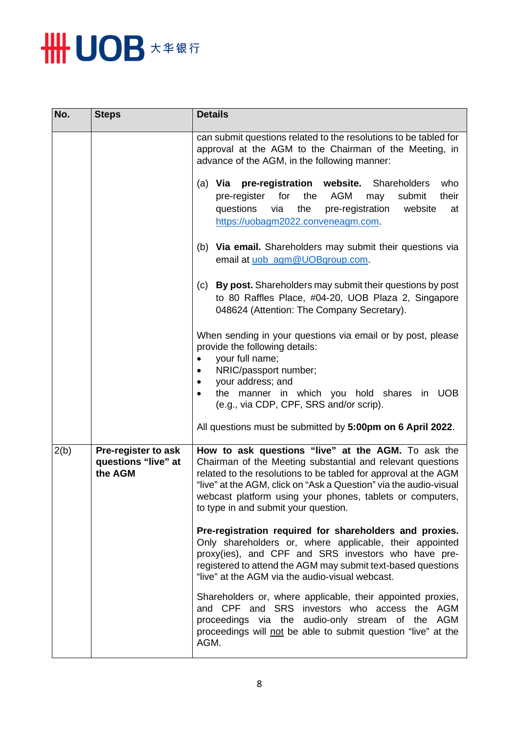| No. | Steps | Details |
|---|---|---|
| | | can submit questions related to the resolutions to be tabled for approval at the AGM to the Chairman of the Meeting, in advance of the AGM, in the following manner:<br><br>(a) **Via pre-registration website.** Shareholders who pre-register for the AGM may submit their questions via the pre-registration website at https://uobagm2022.conveneagm.com.<br><br>(b) **Via email.** Shareholders may submit their questions via email at uob_agm@UOBgroup.com.<br><br>(c) **By post.** Shareholders may submit their questions by post to 80 Raffles Place, #04-20, UOB Plaza 2, Singapore 048624 (Attention: The Company Secretary).<br><br>When sending in your questions via email or by post, please provide the following details:<br>• your full name;<br>• NRIC/passport number;<br>• your address; and<br>• the manner in which you hold shares in UOB (e.g., via CDP, CPF, SRS and/or scrip).<br><br>All questions must be submitted by **5:00pm on 6 April 2022**. |
| 2(b) | **Pre-register to ask questions "live" at the AGM** | **How to ask questions "live" at the AGM.** To ask the Chairman of the Meeting substantial and relevant questions related to the resolutions to be tabled for approval at the AGM "live" at the AGM, click on "Ask a Question" via the audio-visual webcast platform using your phones, tablets or computers, to type in and submit your question.<br><br>**Pre-registration required for shareholders and proxies.** Only shareholders or, where applicable, their appointed proxy(ies), and CPF and SRS investors who have pre-registered to attend the AGM may submit text-based questions "live" at the AGM via the audio-visual webcast.<br><br>Shareholders or, where applicable, their appointed proxies, and CPF and SRS investors who access the AGM proceedings via the audio-only stream of the AGM proceedings will not be able to submit question "live" at the AGM. |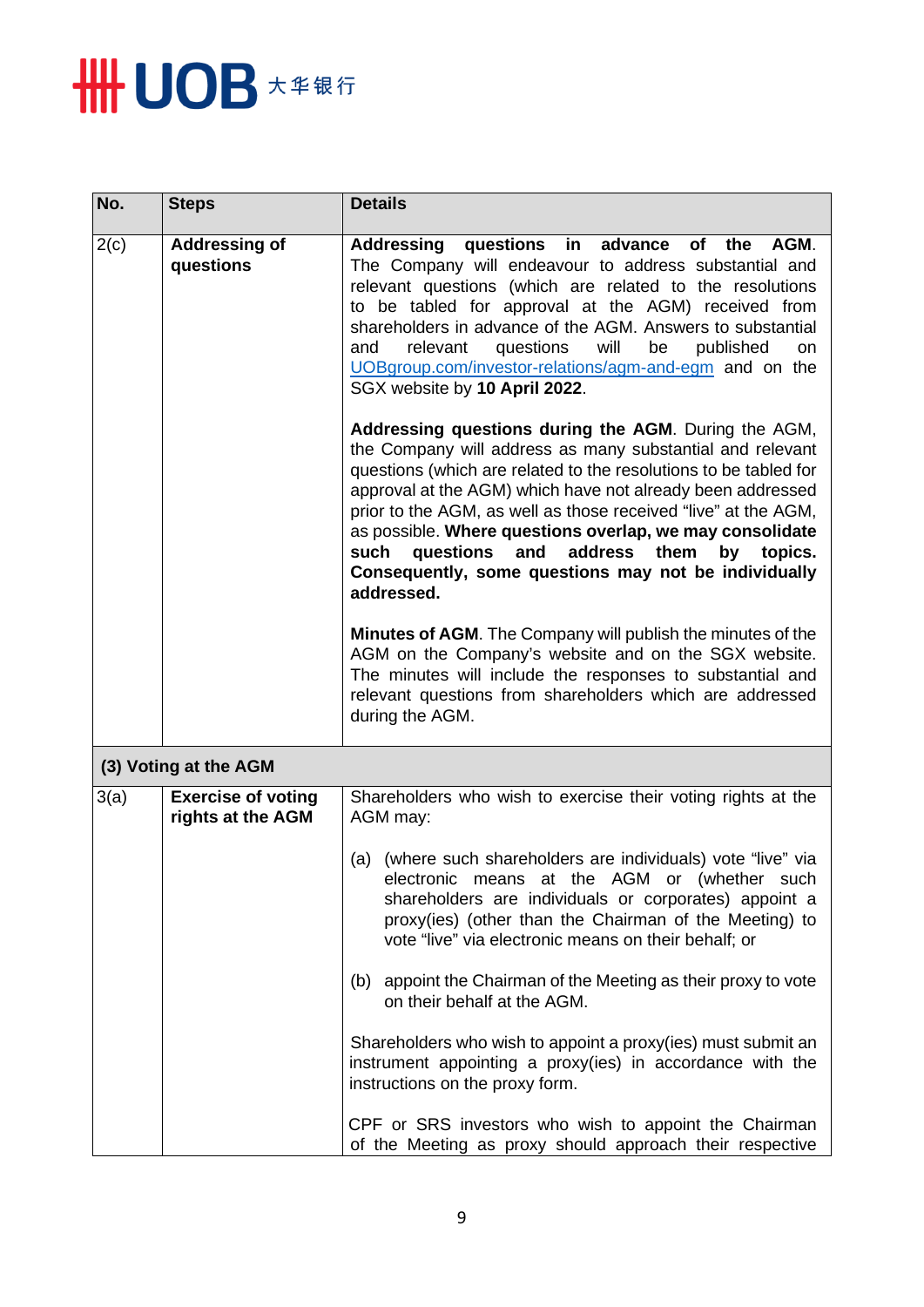| No. | Steps | Details |
|---|---|---|
| 2(c) | **Addressing of questions** | **Addressing questions in advance of the AGM**. The Company will endeavour to address substantial and relevant questions (which are related to the resolutions to be tabled for approval at the AGM) received from shareholders in advance of the AGM. Answers to substantial and relevant questions will be published on UOBgroup.com/investor-relations/agm-and-egm and on the SGX website by **10 April 2022**.<br><br>**Addressing questions during the AGM**. During the AGM, the Company will address as many substantial and relevant questions (which are related to the resolutions to be tabled for approval at the AGM) which have not already been addressed prior to the AGM, as well as those received "live" at the AGM, as possible. **Where questions overlap, we may consolidate such questions and address them by topics. Consequently, some questions may not be individually addressed.**<br><br>**Minutes of AGM**. The Company will publish the minutes of the AGM on the Company's website and on the SGX website. The minutes will include the responses to substantial and relevant questions from shareholders which are addressed during the AGM. |
| **(3) Voting at the AGM** | | |
| 3(a) | **Exercise of voting rights at the AGM** | Shareholders who wish to exercise their voting rights at the AGM may:<br><br>(a) (where such shareholders are individuals) vote "live" via electronic means at the AGM or (whether such shareholders are individuals or corporates) appoint a proxy(ies) (other than the Chairman of the Meeting) to vote "live" via electronic means on their behalf; or<br><br>(b) appoint the Chairman of the Meeting as their proxy to vote on their behalf at the AGM.<br><br>Shareholders who wish to appoint a proxy(ies) must submit an instrument appointing a proxy(ies) in accordance with the instructions on the proxy form.<br><br>CPF or SRS investors who wish to appoint the Chairman of the Meeting as proxy should approach their respective |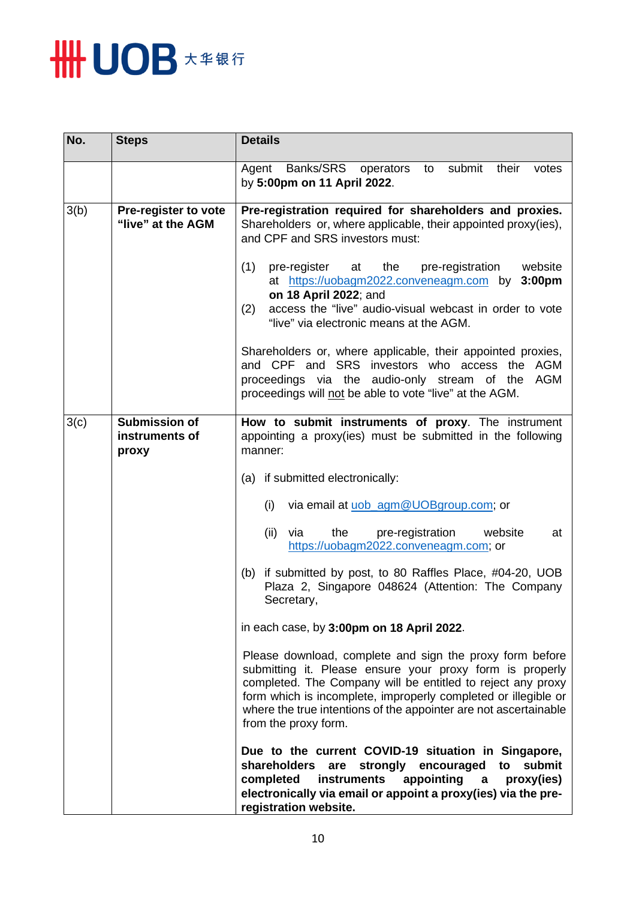| No. | Steps | Details |
|---|---|---|
| | | Agent Banks/SRS operators to submit their votes by **5:00pm on 11 April 2022**. |
| 3(b) | **Pre-register to vote "live" at the AGM** | **Pre-registration required for shareholders and proxies.** Shareholders or, where applicable, their appointed proxy(ies), and CPF and SRS investors must:<br><br>(1) pre-register at the pre-registration website at https://uobagm2022.conveneagm.com by **3:00pm on 18 April 2022**; and<br>(2) access the "live" audio-visual webcast in order to vote "live" via electronic means at the AGM.<br><br>Shareholders or, where applicable, their appointed proxies, and CPF and SRS investors who access the AGM proceedings via the audio-only stream of the AGM proceedings will not be able to vote "live" at the AGM. |
| 3(c) | **Submission of instruments of proxy** | **How to submit instruments of proxy**. The instrument appointing a proxy(ies) must be submitted in the following manner:<br><br>(a) if submitted electronically:<br><br>(i) via email at uob_agm@UOBgroup.com; or<br><br>(ii) via the pre-registration website at https://uobagm2022.conveneagm.com; or<br><br>(b) if submitted by post, to 80 Raffles Place, #04-20, UOB Plaza 2, Singapore 048624 (Attention: The Company Secretary,<br><br>in each case, by **3:00pm on 18 April 2022**.<br><br>Please download, complete and sign the proxy form before submitting it. Please ensure your proxy form is properly completed. The Company will be entitled to reject any proxy form which is incomplete, improperly completed or illegible or where the true intentions of the appointer are not ascertainable from the proxy form.<br><br>**Due to the current COVID-19 situation in Singapore, shareholders are strongly encouraged to submit completed instruments appointing a proxy(ies) electronically via email or appoint a proxy(ies) via the pre-registration website.** |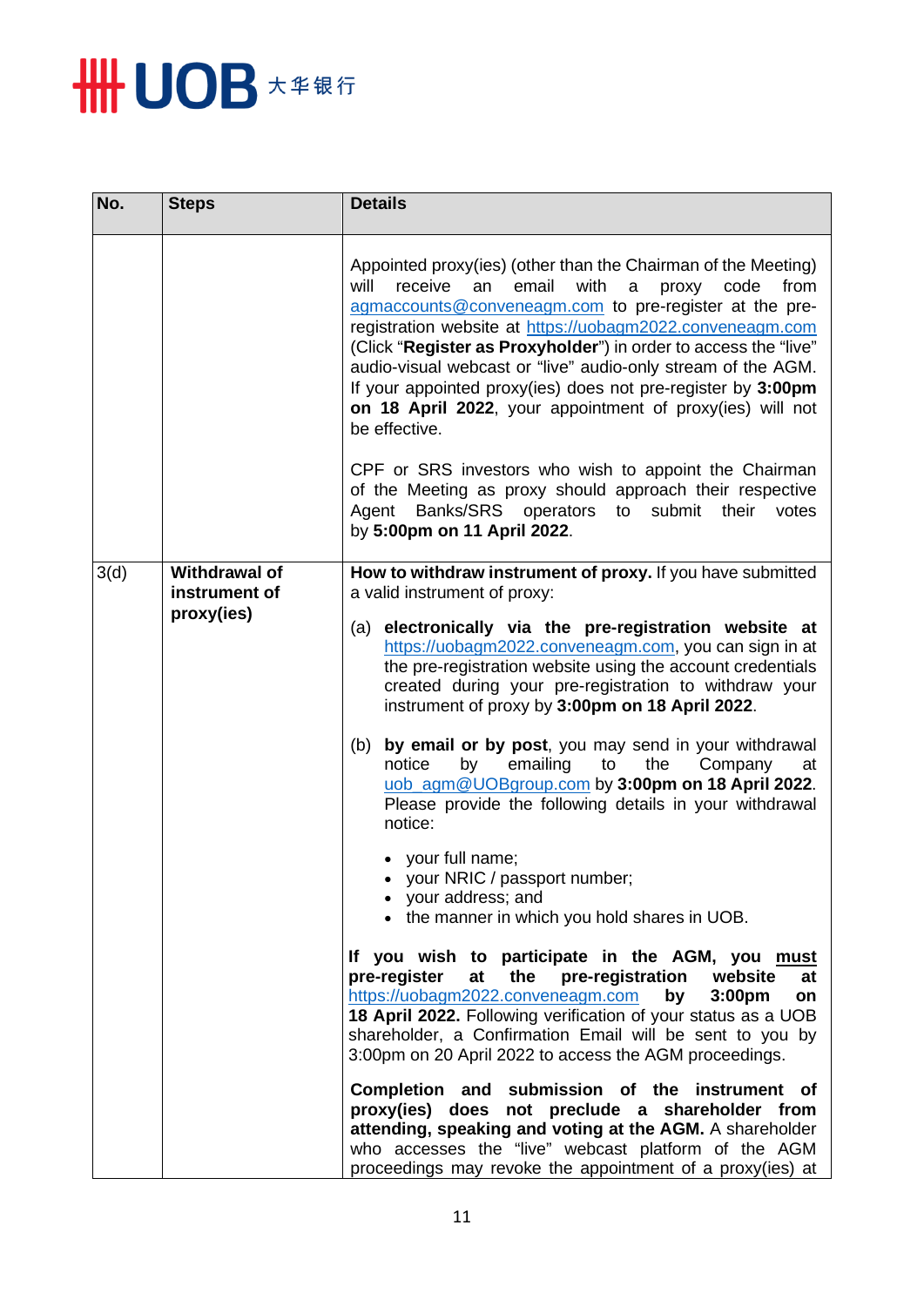| No. | Steps | Details |
|---|---|---|
| | | Appointed proxy(ies) (other than the Chairman of the Meeting) will receive an email with a proxy code from agmaccounts@conveneagm.com to pre-register at the pre-registration website at https://uobagm2022.conveneagm.com (Click "**Register as Proxyholder**") in order to access the "live" audio-visual webcast or "live" audio-only stream of the AGM. If your appointed proxy(ies) does not pre-register by **3:00pm on 18 April 2022**, your appointment of proxy(ies) will not be effective.<br><br>CPF or SRS investors who wish to appoint the Chairman of the Meeting as proxy should approach their respective Agent Banks/SRS operators to submit their votes by **5:00pm on 11 April 2022**. |
| 3(d) | **Withdrawal of instrument of proxy(ies)** | **How to withdraw instrument of proxy.** If you have submitted a valid instrument of proxy:<br><br>(a) **electronically via the pre-registration website at** https://uobagm2022.conveneagm.com, you can sign in at the pre-registration website using the account credentials created during your pre-registration to withdraw your instrument of proxy by **3:00pm on 18 April 2022**.<br><br>(b) **by email or by post**, you may send in your withdrawal notice by emailing to the Company at uob_agm@UOBgroup.com by **3:00pm on 18 April 2022**. Please provide the following details in your withdrawal notice:<br><br>• your full name;<br>• your NRIC / passport number;<br>• your address; and<br>• the manner in which you hold shares in UOB.<br><br>**If you wish to participate in the AGM, you <u>must</u> pre-register at the pre-registration website at** https://uobagm2022.conveneagm.com **by 3:00pm on 18 April 2022.** Following verification of your status as a UOB shareholder, a Confirmation Email will be sent to you by 3:00pm on 20 April 2022 to access the AGM proceedings.<br><br>**Completion and submission of the instrument of proxy(ies) does not preclude a shareholder from attending, speaking and voting at the AGM.** A shareholder who accesses the "live" webcast platform of the AGM proceedings may revoke the appointment of a proxy(ies) at |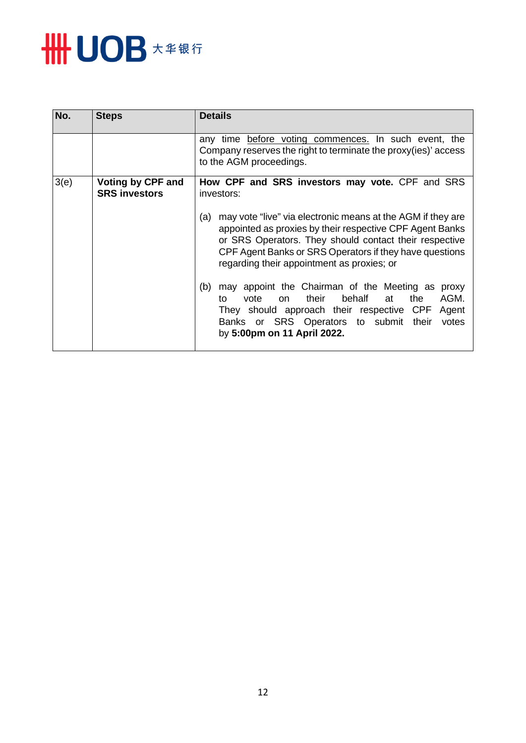| No. | Steps | Details |
|---|---|---|
| | | any time before voting commences. In such event, the Company reserves the right to terminate the proxy(ies)' access to the AGM proceedings. |
| 3(e) | **Voting by CPF and SRS investors** | **How CPF and SRS investors may vote.** CPF and SRS investors:<br><br>(a) may vote "live" via electronic means at the AGM if they are appointed as proxies by their respective CPF Agent Banks or SRS Operators. They should contact their respective CPF Agent Banks or SRS Operators if they have questions regarding their appointment as proxies; or<br><br>(b) may appoint the Chairman of the Meeting as proxy to vote on their behalf at the AGM. They should approach their respective CPF Agent Banks or SRS Operators to submit their votes by **5:00pm on 11 April 2022.** |